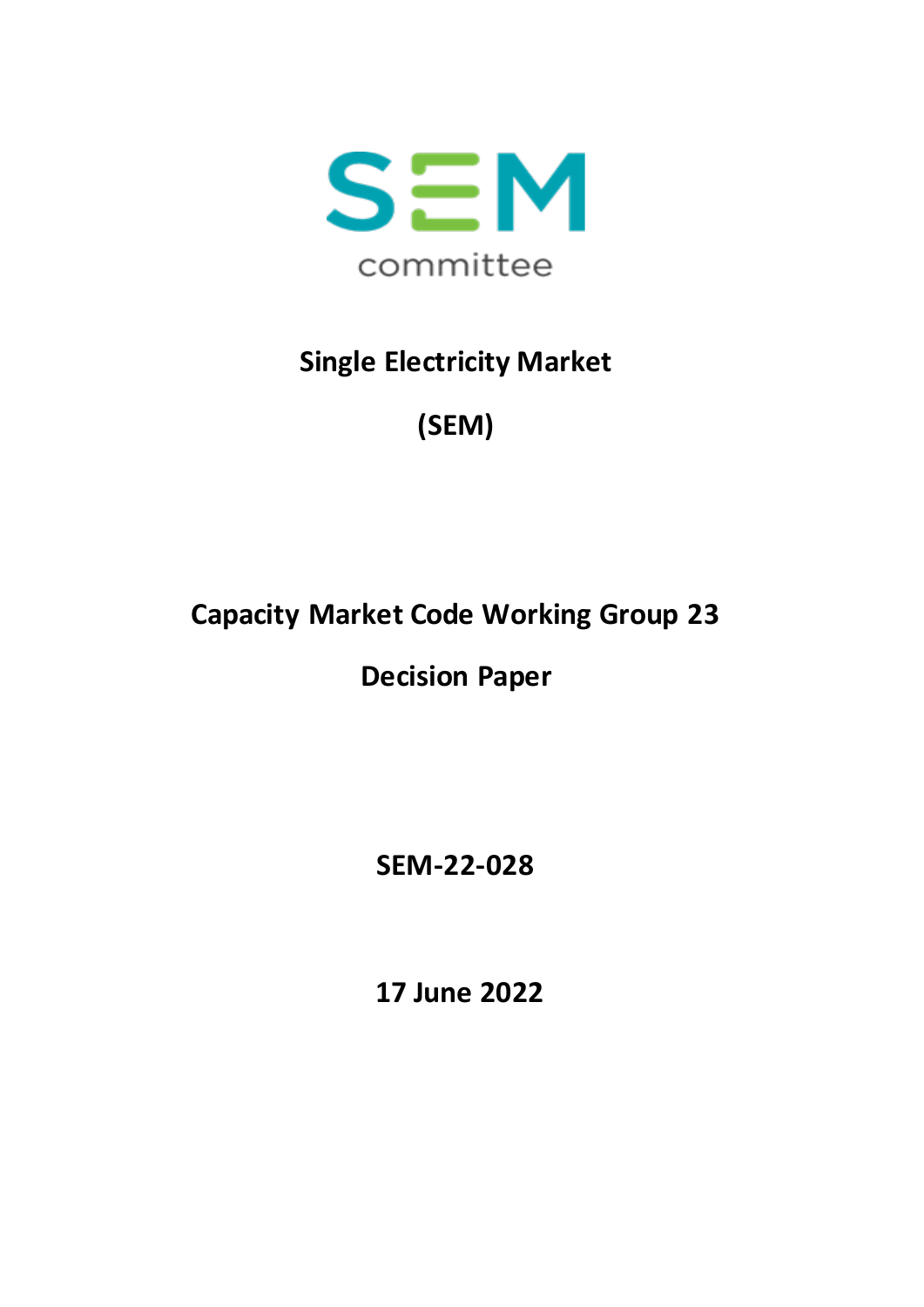SEM committee

# Single Electricity Market

# (SEM)

## Capacity Market Code Working Group 23

## Decision Paper

**SEM-22-028**

**17 June 2022**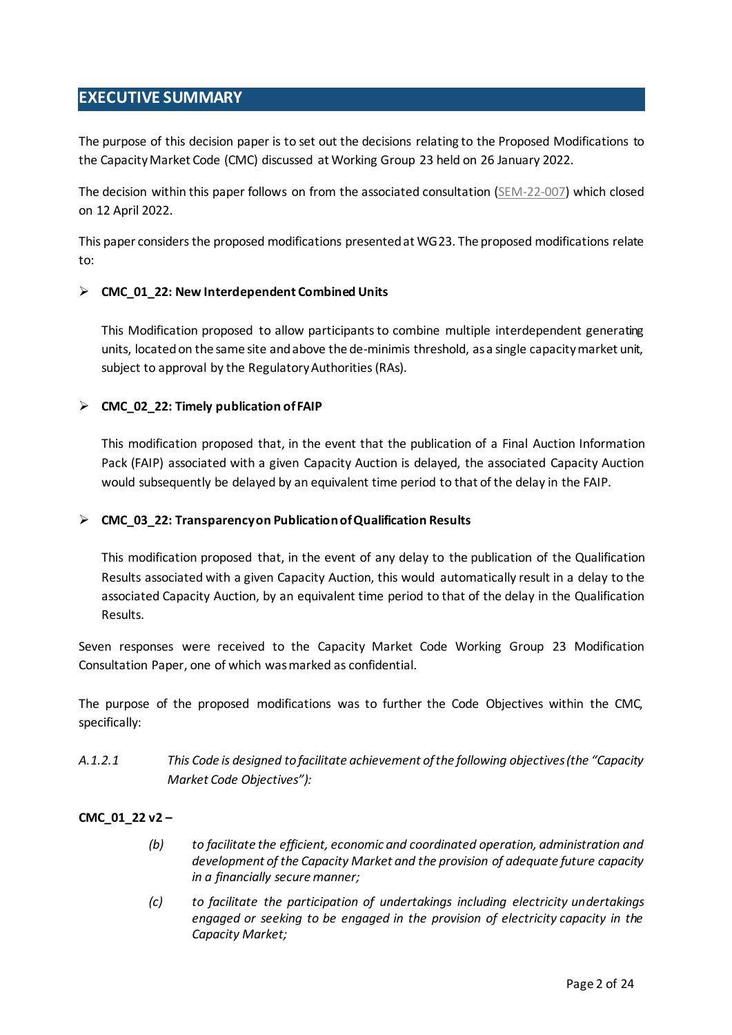## EXECUTIVE SUMMARY

The purpose of this decision paper is to set out the decisions relating to the Proposed Modifications to the Capacity Market Code (CMC) discussed at Working Group 23 held on 26 January 2022.

The decision within this paper follows on from the associated consultation (SEM-22-007) which closed on 12 April 2022.

This paper considers the proposed modifications presented at WG23. The proposed modifications relate to:

- **CMC_01_22: New Interdependent Combined Units**

  This Modification proposed to allow participants to combine multiple interdependent generating units, located on the same site and above the de-minimis threshold, as a single capacity market unit, subject to approval by the Regulatory Authorities (RAs).

- **CMC_02_22: Timely publication of FAIP**

  This modification proposed that, in the event that the publication of a Final Auction Information Pack (FAIP) associated with a given Capacity Auction is delayed, the associated Capacity Auction would subsequently be delayed by an equivalent time period to that of the delay in the FAIP.

- **CMC_03_22: Transparency on Publication of Qualification Results**

  This modification proposed that, in the event of any delay to the publication of the Qualification Results associated with a given Capacity Auction, this would automatically result in a delay to the associated Capacity Auction, by an equivalent time period to that of the delay in the Qualification Results.

Seven responses were received to the Capacity Market Code Working Group 23 Modification Consultation Paper, one of which was marked as confidential.

The purpose of the proposed modifications was to further the Code Objectives within the CMC, specifically:

*A.1.2.1 This Code is designed to facilitate achievement of the following objectives (the "Capacity Market Code Objectives"):*

**CMC_01_22 v2 –**

*(b) to facilitate the efficient, economic and coordinated operation, administration and development of the Capacity Market and the provision of adequate future capacity in a financially secure manner;*

*(c) to facilitate the participation of undertakings including electricity undertakings engaged or seeking to be engaged in the provision of electricity capacity in the Capacity Market;*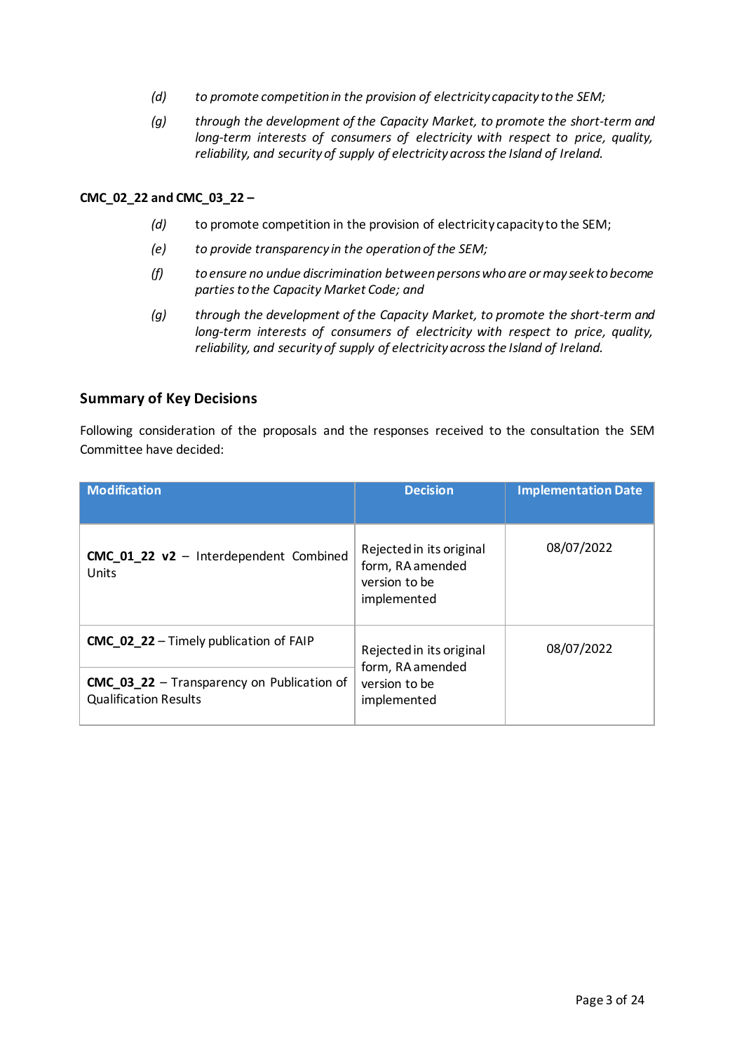(d) *to promote competition in the provision of electricity capacity to the SEM;*

(g) *through the development of the Capacity Market, to promote the short-term and long-term interests of consumers of electricity with respect to price, quality, reliability, and security of supply of electricity across the Island of Ireland.*

**CMC_02_22 and CMC_03_22 –**

(d) to promote competition in the provision of electricity capacity to the SEM;

(e) *to provide transparency in the operation of the SEM;*

(f) *to ensure no undue discrimination between persons who are or may seek to become parties to the Capacity Market Code; and*

(g) *through the development of the Capacity Market, to promote the short-term and long-term interests of consumers of electricity with respect to price, quality, reliability, and security of supply of electricity across the Island of Ireland.*

## Summary of Key Decisions

Following consideration of the proposals and the responses received to the consultation the SEM Committee have decided:

| Modification | Decision | Implementation Date |
|---|---|---|
| **CMC_01_22 v2** – Interdependent Combined Units | Rejected in its original form, RA amended version to be implemented | 08/07/2022 |
| **CMC_02_22** – Timely publication of FAIP | Rejected in its original form, RA amended version to be implemented | 08/07/2022 |
| **CMC_03_22** – Transparency on Publication of Qualification Results | | |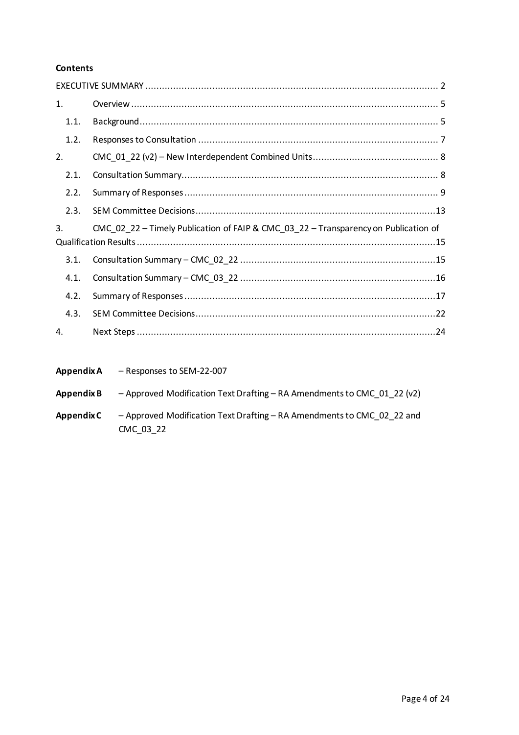**Contents**

EXECUTIVE SUMMARY ........................................................................................................ 2

1. Overview ............................................................................................................. 5
   - 1.1. Background ........................................................................................................... 5
   - 1.2. Responses to Consultation ..................................................................................... 7
2. CMC_01_22 (v2) – New Interdependent Combined Units ............................................ 8
   - 2.1. Consultation Summary ........................................................................................... 8
   - 2.2. Summary of Responses .......................................................................................... 9
   - 2.3. SEM Committee Decisions ......................................................................................13
3. CMC_02_22 – Timely Publication of FAIP & CMC_03_22 – Transparency on Publication of Qualification Results ..........................................................................................................15
   - 3.1. Consultation Summary – CMC_02_22 .....................................................................15
   - 4.1. Consultation Summary – CMC_03_22 .....................................................................16
   - 4.2. Summary of Responses .........................................................................................17
   - 4.3. SEM Committee Decisions ......................................................................................22
4. Next Steps ..........................................................................................................24

**Appendix A** – Responses to SEM-22-007

**Appendix B** – Approved Modification Text Drafting – RA Amendments to CMC_01_22 (v2)

**Appendix C** – Approved Modification Text Drafting – RA Amendments to CMC_02_22 and CMC_03_22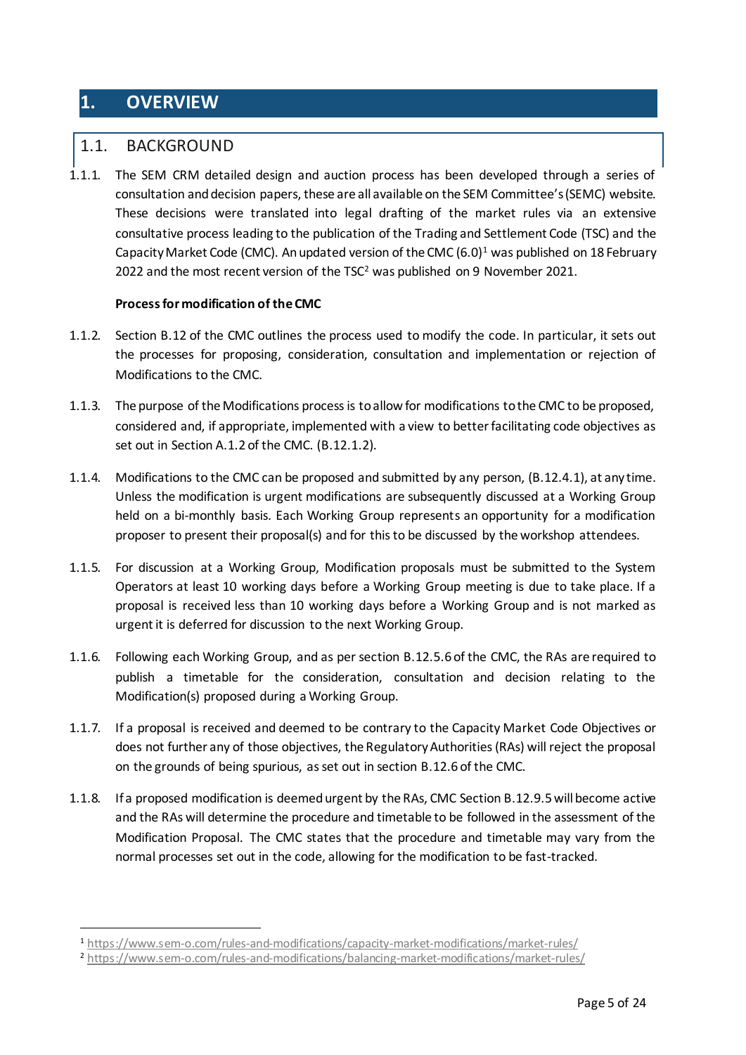# 1. OVERVIEW

## 1.1. BACKGROUND

1.1.1. The SEM CRM detailed design and auction process has been developed through a series of consultation and decision papers, these are all available on the SEM Committee's (SEMC) website. These decisions were translated into legal drafting of the market rules via an extensive consultative process leading to the publication of the Trading and Settlement Code (TSC) and the Capacity Market Code (CMC). An updated version of the CMC (6.0)[1] was published on 18 February 2022 and the most recent version of the TSC[2] was published on 9 November 2021.

**Process for modification of the CMC**

1.1.2. Section B.12 of the CMC outlines the process used to modify the code. In particular, it sets out the processes for proposing, consideration, consultation and implementation or rejection of Modifications to the CMC.

1.1.3. The purpose of the Modifications process is to allow for modifications to the CMC to be proposed, considered and, if appropriate, implemented with a view to better facilitating code objectives as set out in Section A.1.2 of the CMC. (B.12.1.2).

1.1.4. Modifications to the CMC can be proposed and submitted by any person, (B.12.4.1), at any time. Unless the modification is urgent modifications are subsequently discussed at a Working Group held on a bi-monthly basis. Each Working Group represents an opportunity for a modification proposer to present their proposal(s) and for this to be discussed by the workshop attendees.

1.1.5. For discussion at a Working Group, Modification proposals must be submitted to the System Operators at least 10 working days before a Working Group meeting is due to take place. If a proposal is received less than 10 working days before a Working Group and is not marked as urgent it is deferred for discussion to the next Working Group.

1.1.6. Following each Working Group, and as per section B.12.5.6 of the CMC, the RAs are required to publish a timetable for the consideration, consultation and decision relating to the Modification(s) proposed during a Working Group.

1.1.7. If a proposal is received and deemed to be contrary to the Capacity Market Code Objectives or does not further any of those objectives, the Regulatory Authorities (RAs) will reject the proposal on the grounds of being spurious, as set out in section B.12.6 of the CMC.

1.1.8. If a proposed modification is deemed urgent by the RAs, CMC Section B.12.9.5 will become active and the RAs will determine the procedure and timetable to be followed in the assessment of the Modification Proposal. The CMC states that the procedure and timetable may vary from the normal processes set out in the code, allowing for the modification to be fast-tracked.

---

[1] https://www.sem-o.com/rules-and-modifications/capacity-market-modifications/market-rules/

[2] https://www.sem-o.com/rules-and-modifications/balancing-market-modifications/market-rules/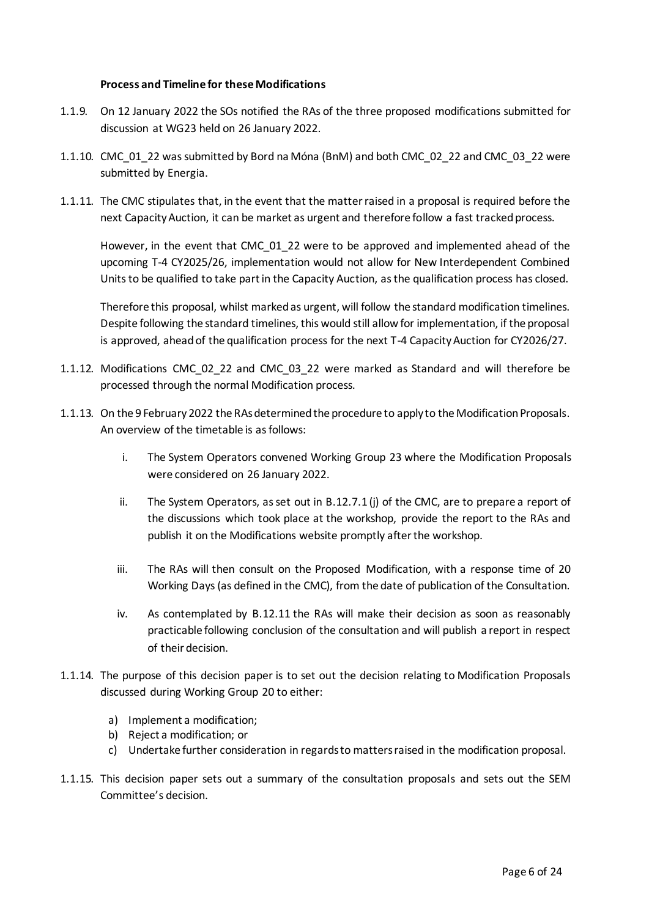**Process and Timeline for these Modifications**

1.1.9. On 12 January 2022 the SOs notified the RAs of the three proposed modifications submitted for discussion at WG23 held on 26 January 2022.

1.1.10. CMC_01_22 was submitted by Bord na Móna (BnM) and both CMC_02_22 and CMC_03_22 were submitted by Energia.

1.1.11. The CMC stipulates that, in the event that the matter raised in a proposal is required before the next Capacity Auction, it can be market as urgent and therefore follow a fast tracked process.

However, in the event that CMC_01_22 were to be approved and implemented ahead of the upcoming T-4 CY2025/26, implementation would not allow for New Interdependent Combined Units to be qualified to take part in the Capacity Auction, as the qualification process has closed.

Therefore this proposal, whilst marked as urgent, will follow the standard modification timelines. Despite following the standard timelines, this would still allow for implementation, if the proposal is approved, ahead of the qualification process for the next T-4 Capacity Auction for CY2026/27.

1.1.12. Modifications CMC_02_22 and CMC_03_22 were marked as Standard and will therefore be processed through the normal Modification process.

1.1.13. On the 9 February 2022 the RAs determined the procedure to apply to the Modification Proposals. An overview of the timetable is as follows:

i. The System Operators convened Working Group 23 where the Modification Proposals were considered on 26 January 2022.

ii. The System Operators, as set out in B.12.7.1 (j) of the CMC, are to prepare a report of the discussions which took place at the workshop, provide the report to the RAs and publish it on the Modifications website promptly after the workshop.

iii. The RAs will then consult on the Proposed Modification, with a response time of 20 Working Days (as defined in the CMC), from the date of publication of the Consultation.

iv. As contemplated by B.12.11 the RAs will make their decision as soon as reasonably practicable following conclusion of the consultation and will publish a report in respect of their decision.

1.1.14. The purpose of this decision paper is to set out the decision relating to Modification Proposals discussed during Working Group 20 to either:

a) Implement a modification;
b) Reject a modification; or
c) Undertake further consideration in regards to matters raised in the modification proposal.

1.1.15. This decision paper sets out a summary of the consultation proposals and sets out the SEM Committee's decision.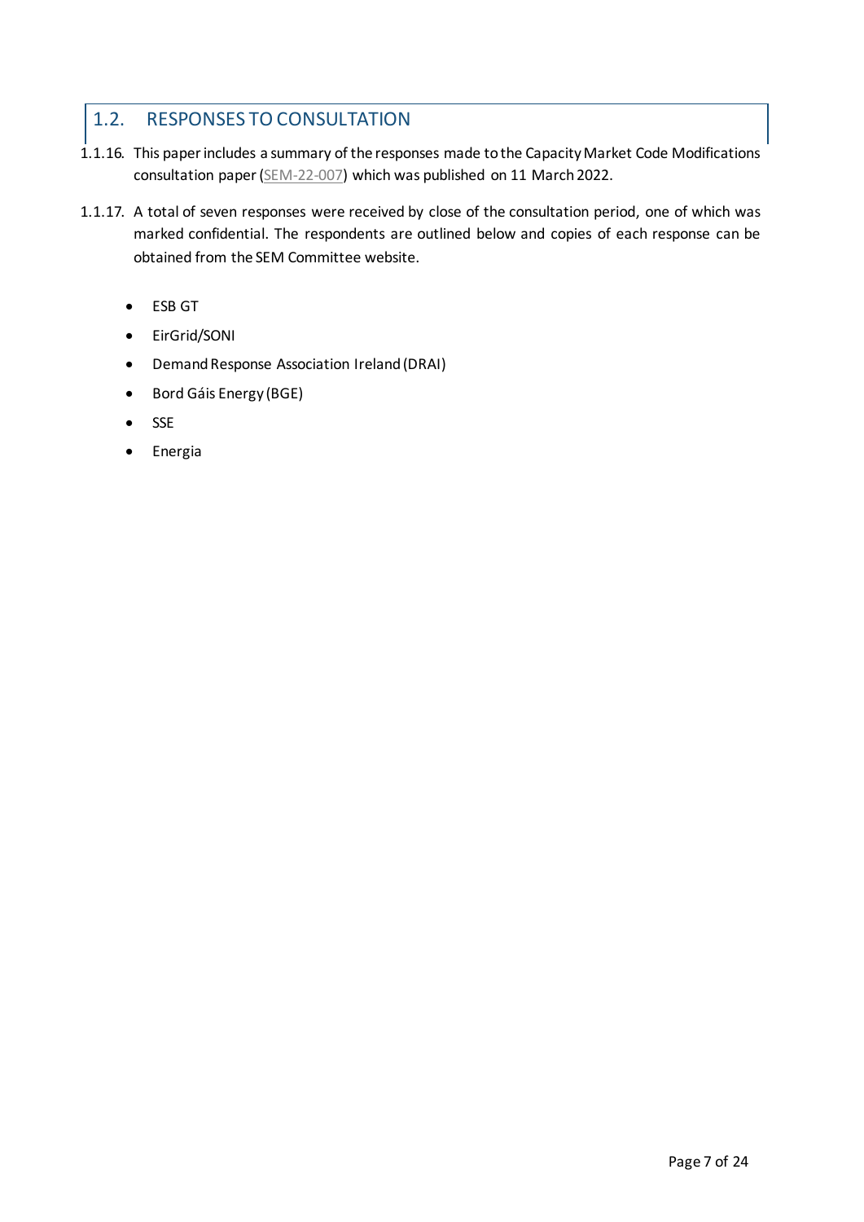## 1.2. RESPONSES TO CONSULTATION

1.1.16. This paper includes a summary of the responses made to the Capacity Market Code Modifications consultation paper (SEM-22-007) which was published on 11 March 2022.

1.1.17. A total of seven responses were received by close of the consultation period, one of which was marked confidential. The respondents are outlined below and copies of each response can be obtained from the SEM Committee website.

- ESB GT
- EirGrid/SONI
- Demand Response Association Ireland (DRAI)
- Bord Gáis Energy (BGE)
- SSE
- Energia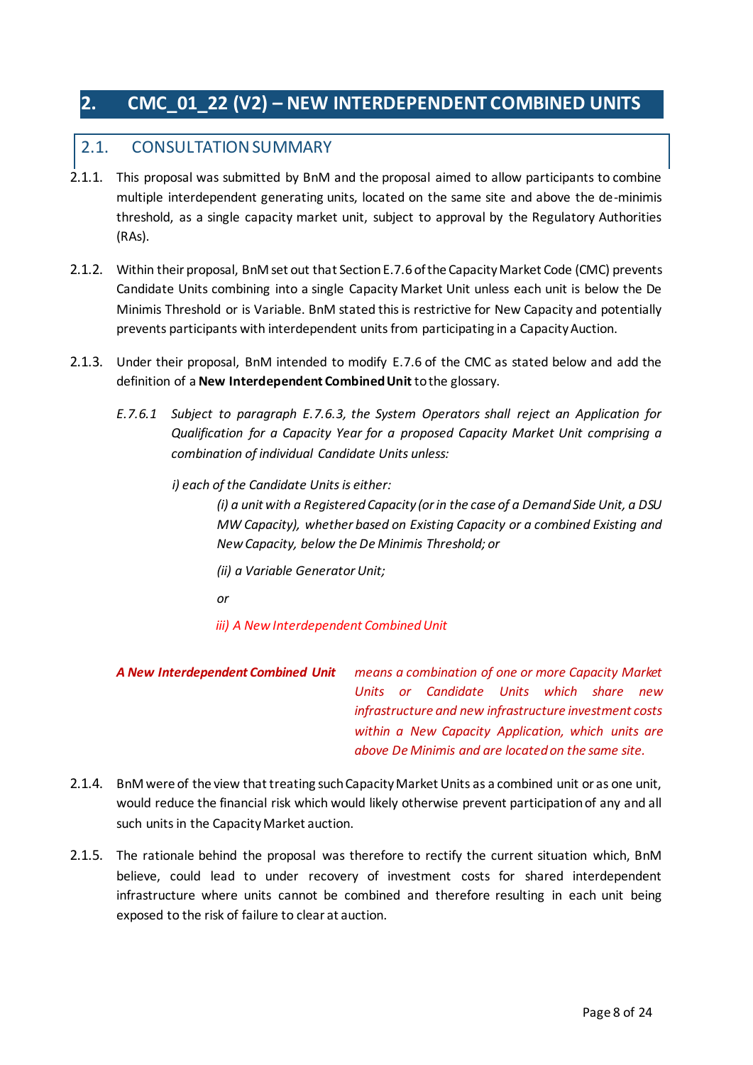# 2. CMC_01_22 (V2) – NEW INTERDEPENDENT COMBINED UNITS

## 2.1. CONSULTATION SUMMARY

2.1.1. This proposal was submitted by BnM and the proposal aimed to allow participants to combine multiple interdependent generating units, located on the same site and above the de-minimis threshold, as a single capacity market unit, subject to approval by the Regulatory Authorities (RAs).

2.1.2. Within their proposal, BnM set out that Section E.7.6 of the Capacity Market Code (CMC) prevents Candidate Units combining into a single Capacity Market Unit unless each unit is below the De Minimis Threshold or is Variable. BnM stated this is restrictive for New Capacity and potentially prevents participants with interdependent units from participating in a Capacity Auction.

2.1.3. Under their proposal, BnM intended to modify E.7.6 of the CMC as stated below and add the definition of a **New Interdependent Combined Unit** to the glossary.

> *E.7.6.1 Subject to paragraph E.7.6.3, the System Operators shall reject an Application for Qualification for a Capacity Year for a proposed Capacity Market Unit comprising a combination of individual Candidate Units unless:*
>
> *i) each of the Candidate Units is either:*
>
> > *(i) a unit with a Registered Capacity (or in the case of a Demand Side Unit, a DSU MW Capacity), whether based on Existing Capacity or a combined Existing and New Capacity, below the De Minimis Threshold; or*
> >
> > *(ii) a Variable Generator Unit;*
> >
> > *or*
> >
> > *iii) A New Interdependent Combined Unit*

| | |
|---|---|
| ***A New Interdependent Combined Unit*** | *means a combination of one or more Capacity Market Units or Candidate Units which share new infrastructure and new infrastructure investment costs within a New Capacity Application, which units are above De Minimis and are located on the same site.* |

2.1.4. BnM were of the view that treating such Capacity Market Units as a combined unit or as one unit, would reduce the financial risk which would likely otherwise prevent participation of any and all such units in the Capacity Market auction.

2.1.5. The rationale behind the proposal was therefore to rectify the current situation which, BnM believe, could lead to under recovery of investment costs for shared interdependent infrastructure where units cannot be combined and therefore resulting in each unit being exposed to the risk of failure to clear at auction.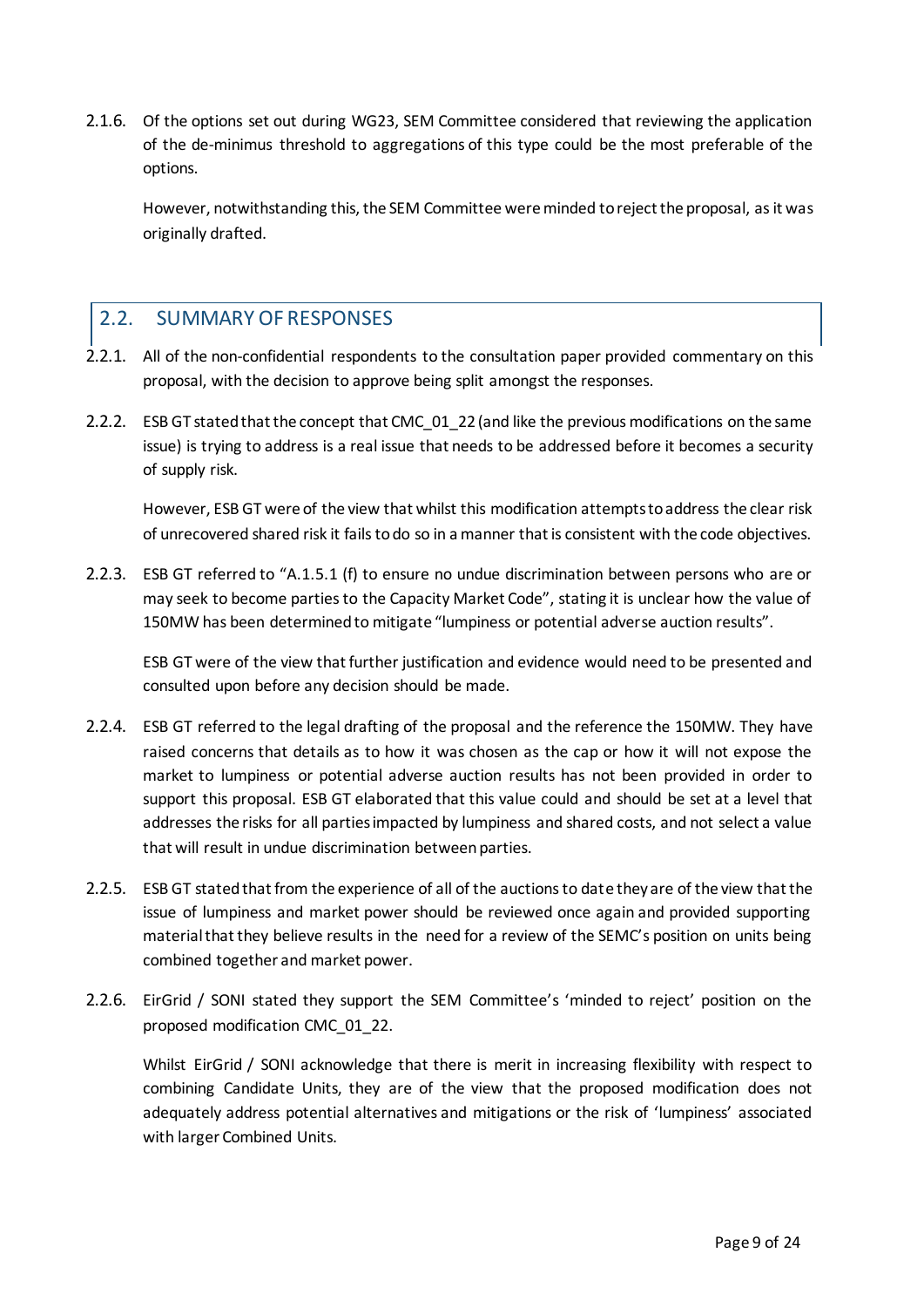2.1.6. Of the options set out during WG23, SEM Committee considered that reviewing the application of the de-minimus threshold to aggregations of this type could be the most preferable of the options.

However, notwithstanding this, the SEM Committee were minded to reject the proposal, as it was originally drafted.

## 2.2. SUMMARY OF RESPONSES

2.2.1. All of the non-confidential respondents to the consultation paper provided commentary on this proposal, with the decision to approve being split amongst the responses.

2.2.2. ESB GT stated that the concept that CMC_01_22 (and like the previous modifications on the same issue) is trying to address is a real issue that needs to be addressed before it becomes a security of supply risk.

However, ESB GT were of the view that whilst this modification attempts to address the clear risk of unrecovered shared risk it fails to do so in a manner that is consistent with the code objectives.

2.2.3. ESB GT referred to "A.1.5.1 (f) to ensure no undue discrimination between persons who are or may seek to become parties to the Capacity Market Code", stating it is unclear how the value of 150MW has been determined to mitigate "lumpiness or potential adverse auction results".

ESB GT were of the view that further justification and evidence would need to be presented and consulted upon before any decision should be made.

2.2.4. ESB GT referred to the legal drafting of the proposal and the reference the 150MW. They have raised concerns that details as to how it was chosen as the cap or how it will not expose the market to lumpiness or potential adverse auction results has not been provided in order to support this proposal. ESB GT elaborated that this value could and should be set at a level that addresses the risks for all parties impacted by lumpiness and shared costs, and not select a value that will result in undue discrimination between parties.

2.2.5. ESB GT stated that from the experience of all of the auctions to date they are of the view that the issue of lumpiness and market power should be reviewed once again and provided supporting material that they believe results in the need for a review of the SEMC's position on units being combined together and market power.

2.2.6. EirGrid / SONI stated they support the SEM Committee's 'minded to reject' position on the proposed modification CMC_01_22.

Whilst EirGrid / SONI acknowledge that there is merit in increasing flexibility with respect to combining Candidate Units, they are of the view that the proposed modification does not adequately address potential alternatives and mitigations or the risk of 'lumpiness' associated with larger Combined Units.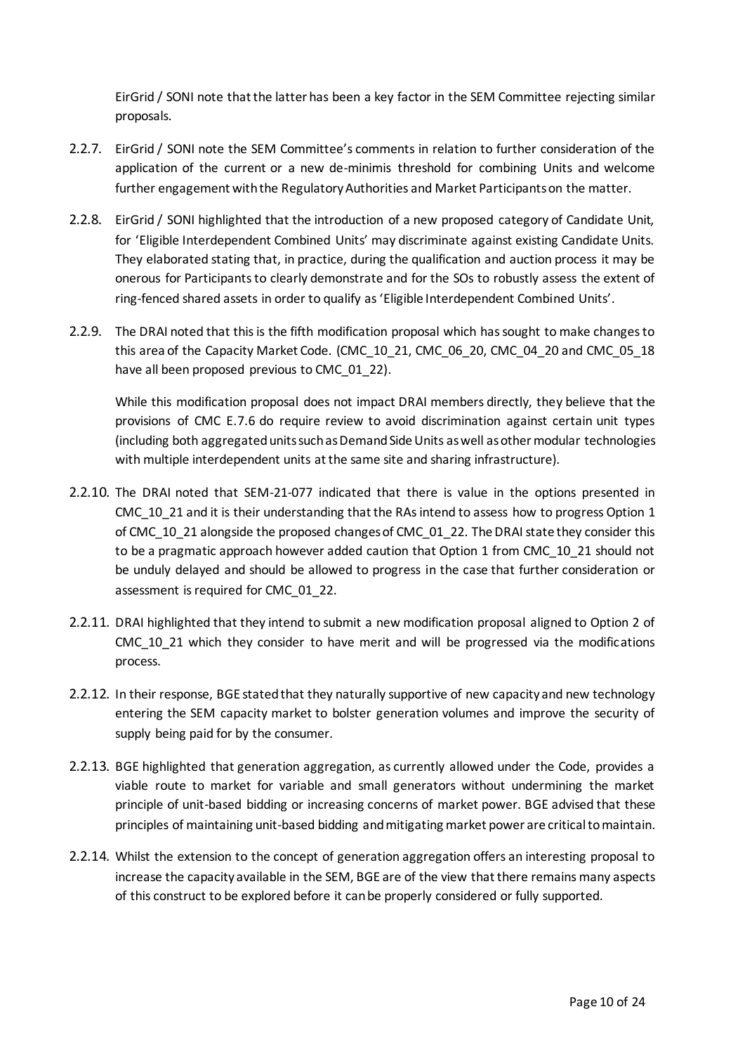EirGrid / SONI note that the latter has been a key factor in the SEM Committee rejecting similar proposals.

2.2.7. EirGrid / SONI note the SEM Committee's comments in relation to further consideration of the application of the current or a new de-minimis threshold for combining Units and welcome further engagement with the Regulatory Authorities and Market Participants on the matter.

2.2.8. EirGrid / SONI highlighted that the introduction of a new proposed category of Candidate Unit, for 'Eligible Interdependent Combined Units' may discriminate against existing Candidate Units. They elaborated stating that, in practice, during the qualification and auction process it may be onerous for Participants to clearly demonstrate and for the SOs to robustly assess the extent of ring-fenced shared assets in order to qualify as 'Eligible Interdependent Combined Units'.

2.2.9. The DRAI noted that this is the fifth modification proposal which has sought to make changes to this area of the Capacity Market Code. (CMC_10_21, CMC_06_20, CMC_04_20 and CMC_05_18 have all been proposed previous to CMC_01_22).

While this modification proposal does not impact DRAI members directly, they believe that the provisions of CMC E.7.6 do require review to avoid discrimination against certain unit types (including both aggregated units such as Demand Side Units as well as other modular technologies with multiple interdependent units at the same site and sharing infrastructure).

2.2.10. The DRAI noted that SEM-21-077 indicated that there is value in the options presented in CMC_10_21 and it is their understanding that the RAs intend to assess how to progress Option 1 of CMC_10_21 alongside the proposed changes of CMC_01_22. The DRAI state they consider this to be a pragmatic approach however added caution that Option 1 from CMC_10_21 should not be unduly delayed and should be allowed to progress in the case that further consideration or assessment is required for CMC_01_22.

2.2.11. DRAI highlighted that they intend to submit a new modification proposal aligned to Option 2 of CMC_10_21 which they consider to have merit and will be progressed via the modifications process.

2.2.12. In their response, BGE stated that they naturally supportive of new capacity and new technology entering the SEM capacity market to bolster generation volumes and improve the security of supply being paid for by the consumer.

2.2.13. BGE highlighted that generation aggregation, as currently allowed under the Code, provides a viable route to market for variable and small generators without undermining the market principle of unit-based bidding or increasing concerns of market power. BGE advised that these principles of maintaining unit-based bidding and mitigating market power are critical to maintain.

2.2.14. Whilst the extension to the concept of generation aggregation offers an interesting proposal to increase the capacity available in the SEM, BGE are of the view that there remains many aspects of this construct to be explored before it can be properly considered or fully supported.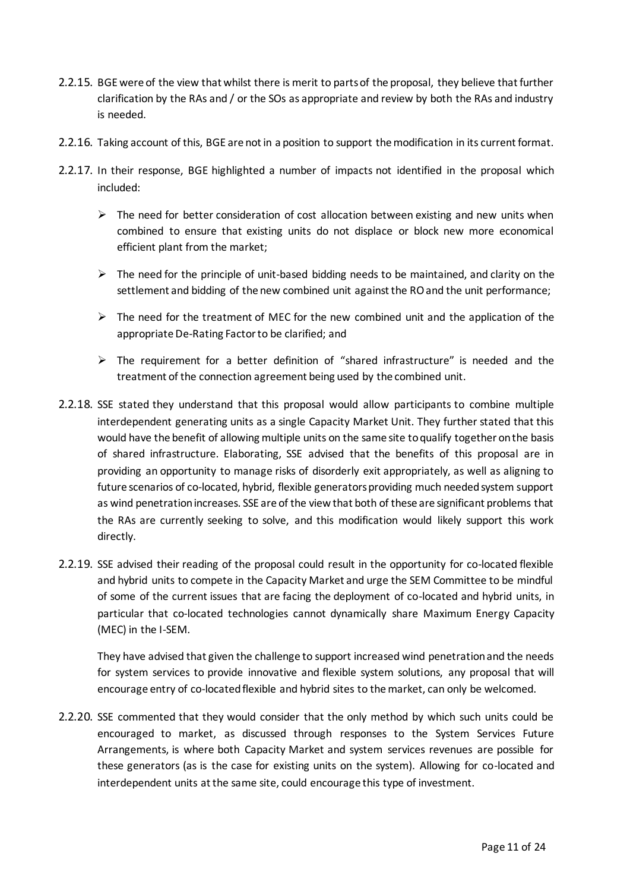2.2.15. BGE were of the view that whilst there is merit to parts of the proposal, they believe that further clarification by the RAs and / or the SOs as appropriate and review by both the RAs and industry is needed.

2.2.16. Taking account of this, BGE are not in a position to support the modification in its current format.

2.2.17. In their response, BGE highlighted a number of impacts not identified in the proposal which included:

- The need for better consideration of cost allocation between existing and new units when combined to ensure that existing units do not displace or block new more economical efficient plant from the market;
- The need for the principle of unit-based bidding needs to be maintained, and clarity on the settlement and bidding of the new combined unit against the RO and the unit performance;
- The need for the treatment of MEC for the new combined unit and the application of the appropriate De-Rating Factor to be clarified; and
- The requirement for a better definition of "shared infrastructure" is needed and the treatment of the connection agreement being used by the combined unit.

2.2.18. SSE stated they understand that this proposal would allow participants to combine multiple interdependent generating units as a single Capacity Market Unit. They further stated that this would have the benefit of allowing multiple units on the same site to qualify together on the basis of shared infrastructure. Elaborating, SSE advised that the benefits of this proposal are in providing an opportunity to manage risks of disorderly exit appropriately, as well as aligning to future scenarios of co-located, hybrid, flexible generators providing much needed system support as wind penetration increases. SSE are of the view that both of these are significant problems that the RAs are currently seeking to solve, and this modification would likely support this work directly.

2.2.19. SSE advised their reading of the proposal could result in the opportunity for co-located flexible and hybrid units to compete in the Capacity Market and urge the SEM Committee to be mindful of some of the current issues that are facing the deployment of co-located and hybrid units, in particular that co-located technologies cannot dynamically share Maximum Energy Capacity (MEC) in the I-SEM.

They have advised that given the challenge to support increased wind penetration and the needs for system services to provide innovative and flexible system solutions, any proposal that will encourage entry of co-located flexible and hybrid sites to the market, can only be welcomed.

2.2.20. SSE commented that they would consider that the only method by which such units could be encouraged to market, as discussed through responses to the System Services Future Arrangements, is where both Capacity Market and system services revenues are possible for these generators (as is the case for existing units on the system). Allowing for co-located and interdependent units at the same site, could encourage this type of investment.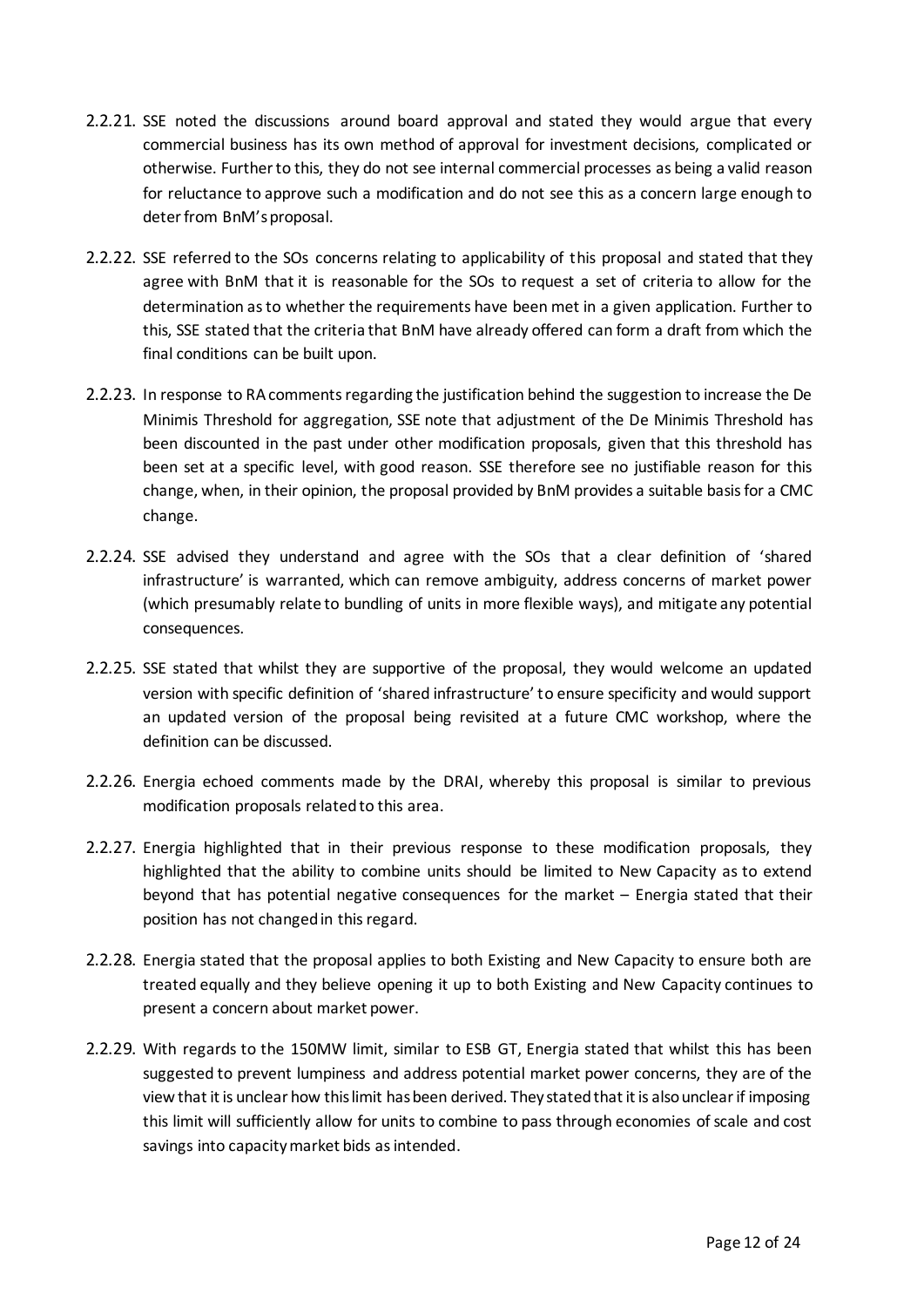2.2.21. SSE noted the discussions around board approval and stated they would argue that every commercial business has its own method of approval for investment decisions, complicated or otherwise. Further to this, they do not see internal commercial processes as being a valid reason for reluctance to approve such a modification and do not see this as a concern large enough to deter from BnM's proposal.

2.2.22. SSE referred to the SOs concerns relating to applicability of this proposal and stated that they agree with BnM that it is reasonable for the SOs to request a set of criteria to allow for the determination as to whether the requirements have been met in a given application. Further to this, SSE stated that the criteria that BnM have already offered can form a draft from which the final conditions can be built upon.

2.2.23. In response to RA comments regarding the justification behind the suggestion to increase the De Minimis Threshold for aggregation, SSE note that adjustment of the De Minimis Threshold has been discounted in the past under other modification proposals, given that this threshold has been set at a specific level, with good reason. SSE therefore see no justifiable reason for this change, when, in their opinion, the proposal provided by BnM provides a suitable basis for a CMC change.

2.2.24. SSE advised they understand and agree with the SOs that a clear definition of 'shared infrastructure' is warranted, which can remove ambiguity, address concerns of market power (which presumably relate to bundling of units in more flexible ways), and mitigate any potential consequences.

2.2.25. SSE stated that whilst they are supportive of the proposal, they would welcome an updated version with specific definition of 'shared infrastructure' to ensure specificity and would support an updated version of the proposal being revisited at a future CMC workshop, where the definition can be discussed.

2.2.26. Energia echoed comments made by the DRAI, whereby this proposal is similar to previous modification proposals related to this area.

2.2.27. Energia highlighted that in their previous response to these modification proposals, they highlighted that the ability to combine units should be limited to New Capacity as to extend beyond that has potential negative consequences for the market – Energia stated that their position has not changed in this regard.

2.2.28. Energia stated that the proposal applies to both Existing and New Capacity to ensure both are treated equally and they believe opening it up to both Existing and New Capacity continues to present a concern about market power.

2.2.29. With regards to the 150MW limit, similar to ESB GT, Energia stated that whilst this has been suggested to prevent lumpiness and address potential market power concerns, they are of the view that it is unclear how this limit has been derived. They stated that it is also unclear if imposing this limit will sufficiently allow for units to combine to pass through economies of scale and cost savings into capacity market bids as intended.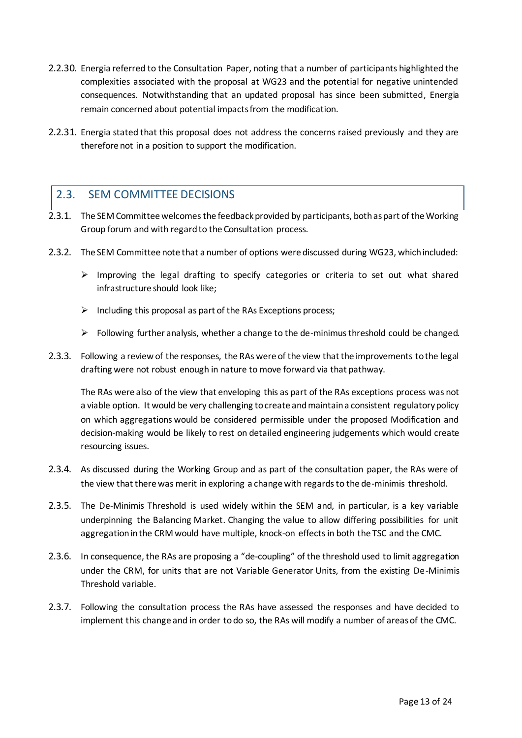2.2.30. Energia referred to the Consultation Paper, noting that a number of participants highlighted the complexities associated with the proposal at WG23 and the potential for negative unintended consequences. Notwithstanding that an updated proposal has since been submitted, Energia remain concerned about potential impacts from the modification.

2.2.31. Energia stated that this proposal does not address the concerns raised previously and they are therefore not in a position to support the modification.

## 2.3. SEM COMMITTEE DECISIONS

2.3.1. The SEM Committee welcomes the feedback provided by participants, both as part of the Working Group forum and with regard to the Consultation process.

2.3.2. The SEM Committee note that a number of options were discussed during WG23, which included:

- Improving the legal drafting to specify categories or criteria to set out what shared infrastructure should look like;
- Including this proposal as part of the RAs Exceptions process;
- Following further analysis, whether a change to the de-minimus threshold could be changed.

2.3.3. Following a review of the responses, the RAs were of the view that the improvements to the legal drafting were not robust enough in nature to move forward via that pathway.

The RAs were also of the view that enveloping this as part of the RAs exceptions process was not a viable option. It would be very challenging to create and maintain a consistent regulatory policy on which aggregations would be considered permissible under the proposed Modification and decision-making would be likely to rest on detailed engineering judgements which would create resourcing issues.

2.3.4. As discussed during the Working Group and as part of the consultation paper, the RAs were of the view that there was merit in exploring a change with regards to the de-minimis threshold.

2.3.5. The De-Minimis Threshold is used widely within the SEM and, in particular, is a key variable underpinning the Balancing Market. Changing the value to allow differing possibilities for unit aggregation in the CRM would have multiple, knock-on effects in both the TSC and the CMC.

2.3.6. In consequence, the RAs are proposing a "de-coupling" of the threshold used to limit aggregation under the CRM, for units that are not Variable Generator Units, from the existing De-Minimis Threshold variable.

2.3.7. Following the consultation process the RAs have assessed the responses and have decided to implement this change and in order to do so, the RAs will modify a number of areas of the CMC.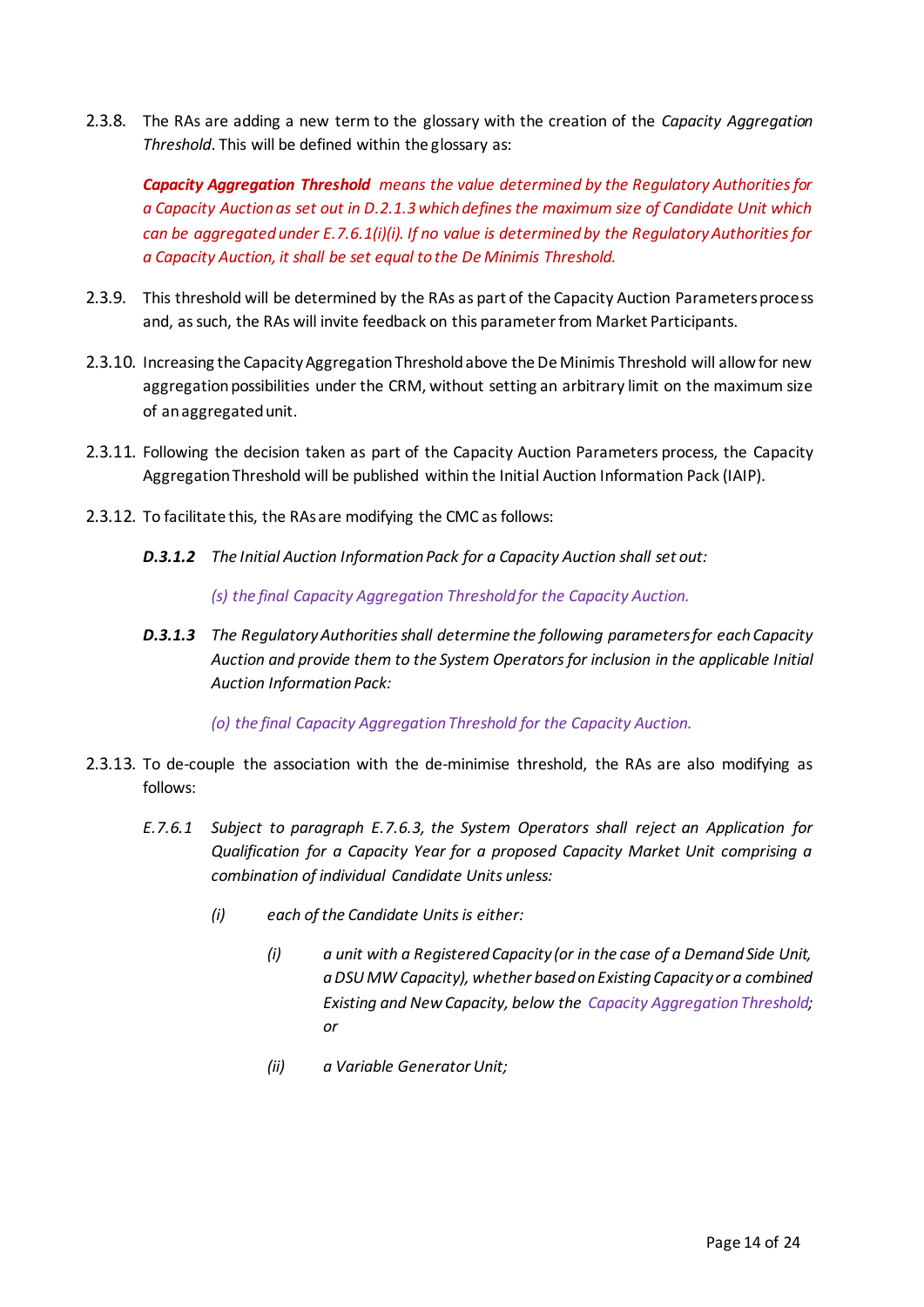2.3.8. The RAs are adding a new term to the glossary with the creation of the *Capacity Aggregation Threshold*. This will be defined within the glossary as:

> ***Capacity Aggregation Threshold*** *means the value determined by the Regulatory Authorities for a Capacity Auction as set out in D.2.1.3 which defines the maximum size of Candidate Unit which can be aggregated under E.7.6.1(i)(i). If no value is determined by the Regulatory Authorities for a Capacity Auction, it shall be set equal to the De Minimis Threshold.*

2.3.9. This threshold will be determined by the RAs as part of the Capacity Auction Parameters process and, as such, the RAs will invite feedback on this parameter from Market Participants.

2.3.10. Increasing the Capacity Aggregation Threshold above the De Minimis Threshold will allow for new aggregation possibilities under the CRM, without setting an arbitrary limit on the maximum size of an aggregated unit.

2.3.11. Following the decision taken as part of the Capacity Auction Parameters process, the Capacity Aggregation Threshold will be published within the Initial Auction Information Pack (IAIP).

2.3.12. To facilitate this, the RAs are modifying the CMC as follows:

> ***D.3.1.2*** *The Initial Auction Information Pack for a Capacity Auction shall set out:*
>
> *(s) the final Capacity Aggregation Threshold for the Capacity Auction.*
>
> ***D.3.1.3*** *The Regulatory Authorities shall determine the following parameters for each Capacity Auction and provide them to the System Operators for inclusion in the applicable Initial Auction Information Pack:*
>
> *(o) the final Capacity Aggregation Threshold for the Capacity Auction.*

2.3.13. To de-couple the association with the de-minimise threshold, the RAs are also modifying as follows:

> *E.7.6.1 Subject to paragraph E.7.6.3, the System Operators shall reject an Application for Qualification for a Capacity Year for a proposed Capacity Market Unit comprising a combination of individual Candidate Units unless:*
>
> *(i) each of the Candidate Units is either:*
>
> *(i) a unit with a Registered Capacity (or in the case of a Demand Side Unit, a DSU MW Capacity), whether based on Existing Capacity or a combined Existing and New Capacity, below the Capacity Aggregation Threshold; or*
>
> *(ii) a Variable Generator Unit;*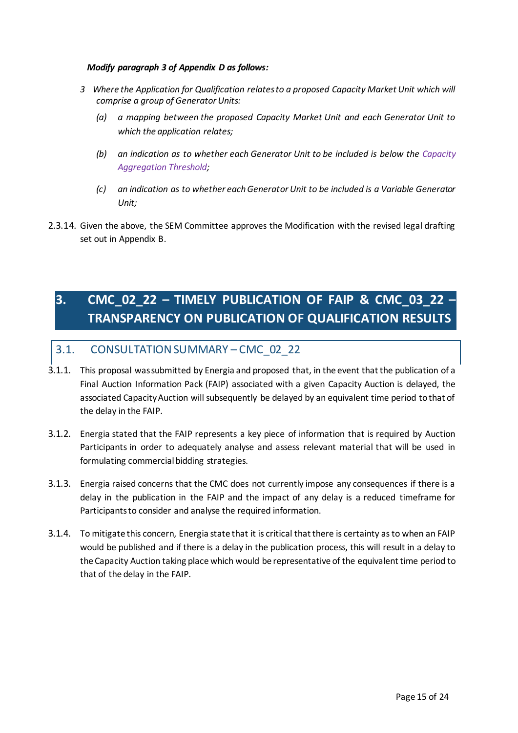***Modify paragraph 3 of Appendix D as follows:***

*3 Where the Application for Qualification relates to a proposed Capacity Market Unit which will comprise a group of Generator Units:*

*(a) a mapping between the proposed Capacity Market Unit and each Generator Unit to which the application relates;*

*(b) an indication as to whether each Generator Unit to be included is below the Capacity Aggregation Threshold;*

*(c) an indication as to whether each Generator Unit to be included is a Variable Generator Unit;*

2.3.14. Given the above, the SEM Committee approves the Modification with the revised legal drafting set out in Appendix B.

# 3. CMC_02_22 – TIMELY PUBLICATION OF FAIP & CMC_03_22 – TRANSPARENCY ON PUBLICATION OF QUALIFICATION RESULTS

## 3.1. CONSULTATION SUMMARY – CMC_02_22

3.1.1. This proposal was submitted by Energia and proposed that, in the event that the publication of a Final Auction Information Pack (FAIP) associated with a given Capacity Auction is delayed, the associated Capacity Auction will subsequently be delayed by an equivalent time period to that of the delay in the FAIP.

3.1.2. Energia stated that the FAIP represents a key piece of information that is required by Auction Participants in order to adequately analyse and assess relevant material that will be used in formulating commercial bidding strategies.

3.1.3. Energia raised concerns that the CMC does not currently impose any consequences if there is a delay in the publication in the FAIP and the impact of any delay is a reduced timeframe for Participants to consider and analyse the required information.

3.1.4. To mitigate this concern, Energia state that it is critical that there is certainty as to when an FAIP would be published and if there is a delay in the publication process, this will result in a delay to the Capacity Auction taking place which would be representative of the equivalent time period to that of the delay in the FAIP.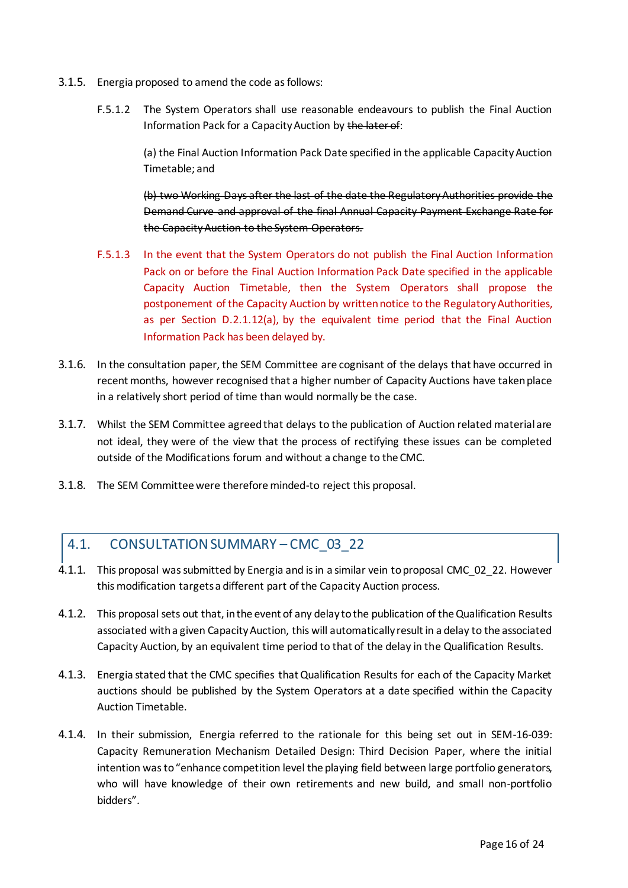3.1.5. Energia proposed to amend the code as follows:

> F.5.1.2 The System Operators shall use reasonable endeavours to publish the Final Auction Information Pack for a Capacity Auction by ~~the later of~~:
>
> (a) the Final Auction Information Pack Date specified in the applicable Capacity Auction Timetable; and
>
> ~~(b) two Working Days after the last of the date the Regulatory Authorities provide the Demand Curve and approval of the final Annual Capacity Payment Exchange Rate for the Capacity Auction to the System Operators.~~
>
> F.5.1.3 In the event that the System Operators do not publish the Final Auction Information Pack on or before the Final Auction Information Pack Date specified in the applicable Capacity Auction Timetable, then the System Operators shall propose the postponement of the Capacity Auction by written notice to the Regulatory Authorities, as per Section D.2.1.12(a), by the equivalent time period that the Final Auction Information Pack has been delayed by.

3.1.6. In the consultation paper, the SEM Committee are cognisant of the delays that have occurred in recent months, however recognised that a higher number of Capacity Auctions have taken place in a relatively short period of time than would normally be the case.

3.1.7. Whilst the SEM Committee agreed that delays to the publication of Auction related material are not ideal, they were of the view that the process of rectifying these issues can be completed outside of the Modifications forum and without a change to the CMC.

3.1.8. The SEM Committee were therefore minded-to reject this proposal.

## 4.1. CONSULTATION SUMMARY – CMC_03_22

4.1.1. This proposal was submitted by Energia and is in a similar vein to proposal CMC_02_22. However this modification targets a different part of the Capacity Auction process.

4.1.2. This proposal sets out that, in the event of any delay to the publication of the Qualification Results associated with a given Capacity Auction, this will automatically result in a delay to the associated Capacity Auction, by an equivalent time period to that of the delay in the Qualification Results.

4.1.3. Energia stated that the CMC specifies that Qualification Results for each of the Capacity Market auctions should be published by the System Operators at a date specified within the Capacity Auction Timetable.

4.1.4. In their submission, Energia referred to the rationale for this being set out in SEM-16-039: Capacity Remuneration Mechanism Detailed Design: Third Decision Paper, where the initial intention was to "enhance competition level the playing field between large portfolio generators, who will have knowledge of their own retirements and new build, and small non-portfolio bidders".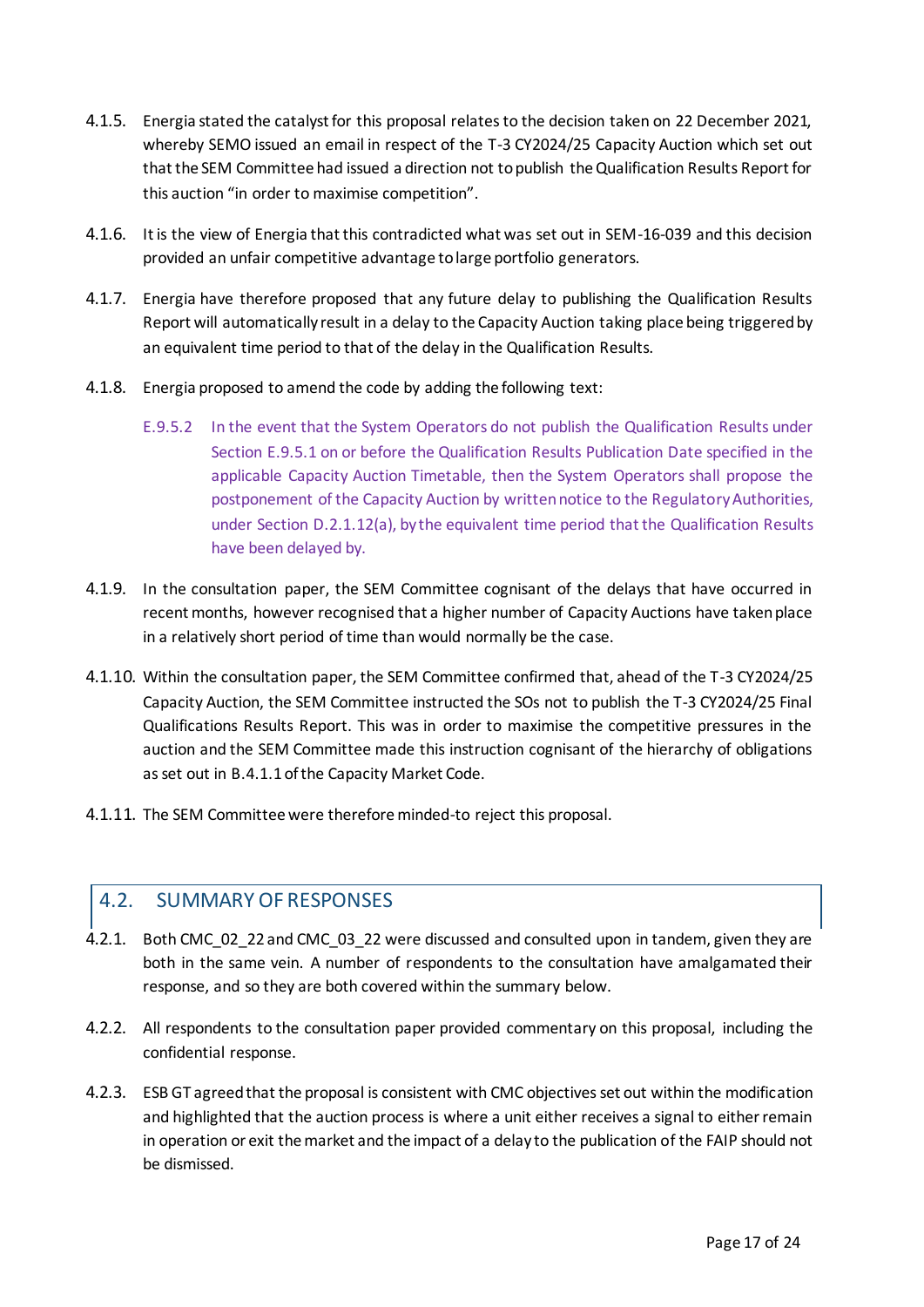4.1.5. Energia stated the catalyst for this proposal relates to the decision taken on 22 December 2021, whereby SEMO issued an email in respect of the T-3 CY2024/25 Capacity Auction which set out that the SEM Committee had issued a direction not to publish the Qualification Results Report for this auction "in order to maximise competition".

4.1.6. It is the view of Energia that this contradicted what was set out in SEM-16-039 and this decision provided an unfair competitive advantage to large portfolio generators.

4.1.7. Energia have therefore proposed that any future delay to publishing the Qualification Results Report will automatically result in a delay to the Capacity Auction taking place being triggered by an equivalent time period to that of the delay in the Qualification Results.

4.1.8. Energia proposed to amend the code by adding the following text:

> E.9.5.2 In the event that the System Operators do not publish the Qualification Results under Section E.9.5.1 on or before the Qualification Results Publication Date specified in the applicable Capacity Auction Timetable, then the System Operators shall propose the postponement of the Capacity Auction by written notice to the Regulatory Authorities, under Section D.2.1.12(a), by the equivalent time period that the Qualification Results have been delayed by.

4.1.9. In the consultation paper, the SEM Committee cognisant of the delays that have occurred in recent months, however recognised that a higher number of Capacity Auctions have taken place in a relatively short period of time than would normally be the case.

4.1.10. Within the consultation paper, the SEM Committee confirmed that, ahead of the T-3 CY2024/25 Capacity Auction, the SEM Committee instructed the SOs not to publish the T-3 CY2024/25 Final Qualifications Results Report. This was in order to maximise the competitive pressures in the auction and the SEM Committee made this instruction cognisant of the hierarchy of obligations as set out in B.4.1.1 of the Capacity Market Code.

4.1.11. The SEM Committee were therefore minded-to reject this proposal.

## 4.2. SUMMARY OF RESPONSES

4.2.1. Both CMC_02_22 and CMC_03_22 were discussed and consulted upon in tandem, given they are both in the same vein. A number of respondents to the consultation have amalgamated their response, and so they are both covered within the summary below.

4.2.2. All respondents to the consultation paper provided commentary on this proposal, including the confidential response.

4.2.3. ESB GT agreed that the proposal is consistent with CMC objectives set out within the modification and highlighted that the auction process is where a unit either receives a signal to either remain in operation or exit the market and the impact of a delay to the publication of the FAIP should not be dismissed.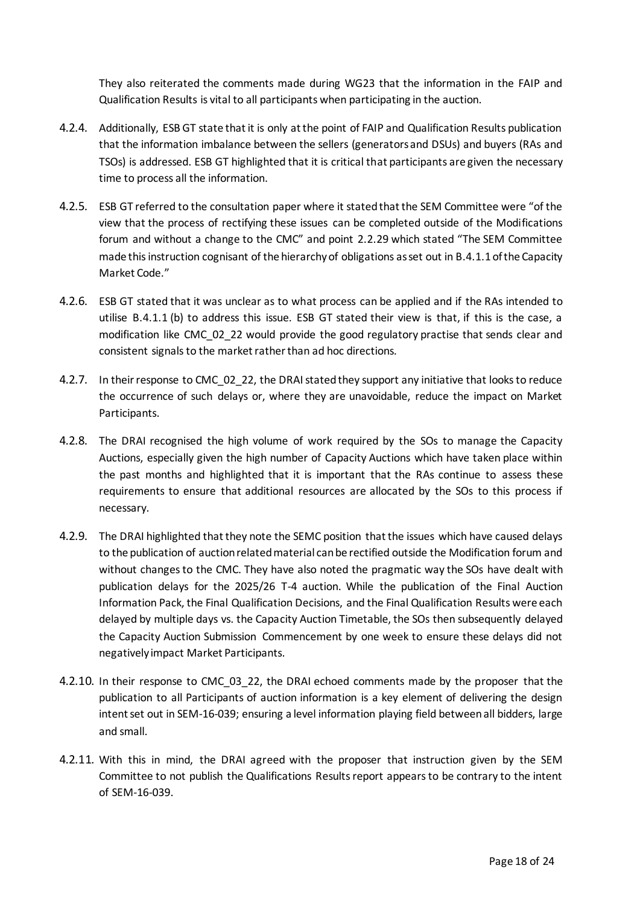They also reiterated the comments made during WG23 that the information in the FAIP and Qualification Results is vital to all participants when participating in the auction.

4.2.4. Additionally, ESB GT state that it is only at the point of FAIP and Qualification Results publication that the information imbalance between the sellers (generators and DSUs) and buyers (RAs and TSOs) is addressed. ESB GT highlighted that it is critical that participants are given the necessary time to process all the information.

4.2.5. ESB GT referred to the consultation paper where it stated that the SEM Committee were "of the view that the process of rectifying these issues can be completed outside of the Modifications forum and without a change to the CMC" and point 2.2.29 which stated "The SEM Committee made this instruction cognisant of the hierarchy of obligations as set out in B.4.1.1 of the Capacity Market Code."

4.2.6. ESB GT stated that it was unclear as to what process can be applied and if the RAs intended to utilise B.4.1.1 (b) to address this issue. ESB GT stated their view is that, if this is the case, a modification like CMC_02_22 would provide the good regulatory practise that sends clear and consistent signals to the market rather than ad hoc directions.

4.2.7. In their response to CMC_02_22, the DRAI stated they support any initiative that looks to reduce the occurrence of such delays or, where they are unavoidable, reduce the impact on Market Participants.

4.2.8. The DRAI recognised the high volume of work required by the SOs to manage the Capacity Auctions, especially given the high number of Capacity Auctions which have taken place within the past months and highlighted that it is important that the RAs continue to assess these requirements to ensure that additional resources are allocated by the SOs to this process if necessary.

4.2.9. The DRAI highlighted that they note the SEMC position that the issues which have caused delays to the publication of auction related material can be rectified outside the Modification forum and without changes to the CMC. They have also noted the pragmatic way the SOs have dealt with publication delays for the 2025/26 T-4 auction. While the publication of the Final Auction Information Pack, the Final Qualification Decisions, and the Final Qualification Results were each delayed by multiple days vs. the Capacity Auction Timetable, the SOs then subsequently delayed the Capacity Auction Submission Commencement by one week to ensure these delays did not negatively impact Market Participants.

4.2.10. In their response to CMC_03_22, the DRAI echoed comments made by the proposer that the publication to all Participants of auction information is a key element of delivering the design intent set out in SEM-16-039; ensuring a level information playing field between all bidders, large and small.

4.2.11. With this in mind, the DRAI agreed with the proposer that instruction given by the SEM Committee to not publish the Qualifications Results report appears to be contrary to the intent of SEM-16-039.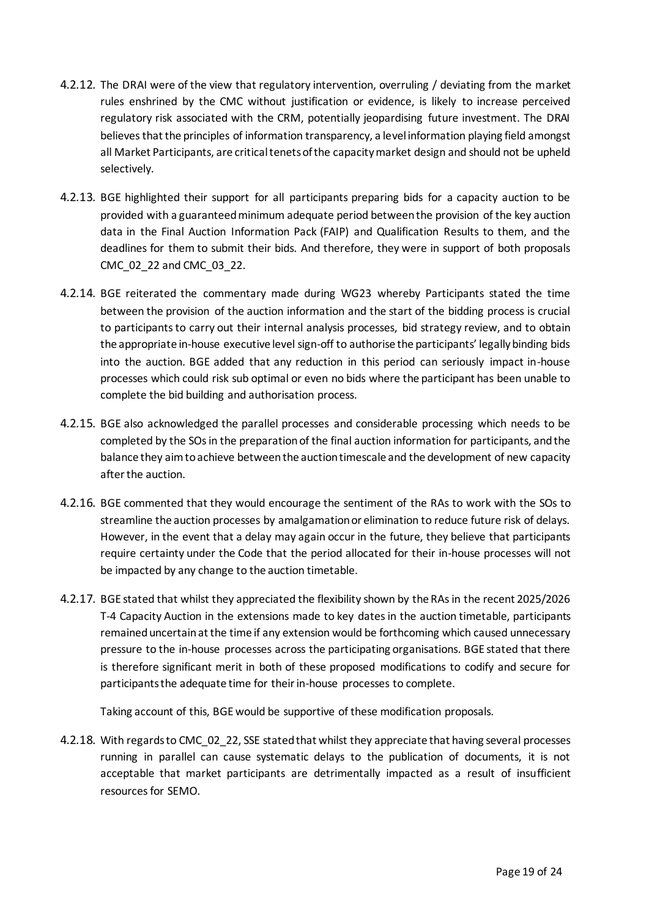4.2.12. The DRAI were of the view that regulatory intervention, overruling / deviating from the market rules enshrined by the CMC without justification or evidence, is likely to increase perceived regulatory risk associated with the CRM, potentially jeopardising future investment. The DRAI believes that the principles of information transparency, a level information playing field amongst all Market Participants, are critical tenets of the capacity market design and should not be upheld selectively.

4.2.13. BGE highlighted their support for all participants preparing bids for a capacity auction to be provided with a guaranteed minimum adequate period between the provision of the key auction data in the Final Auction Information Pack (FAIP) and Qualification Results to them, and the deadlines for them to submit their bids. And therefore, they were in support of both proposals CMC_02_22 and CMC_03_22.

4.2.14. BGE reiterated the commentary made during WG23 whereby Participants stated the time between the provision of the auction information and the start of the bidding process is crucial to participants to carry out their internal analysis processes, bid strategy review, and to obtain the appropriate in-house executive level sign-off to authorise the participants' legally binding bids into the auction. BGE added that any reduction in this period can seriously impact in-house processes which could risk sub optimal or even no bids where the participant has been unable to complete the bid building and authorisation process.

4.2.15. BGE also acknowledged the parallel processes and considerable processing which needs to be completed by the SOs in the preparation of the final auction information for participants, and the balance they aim to achieve between the auction timescale and the development of new capacity after the auction.

4.2.16. BGE commented that they would encourage the sentiment of the RAs to work with the SOs to streamline the auction processes by amalgamation or elimination to reduce future risk of delays. However, in the event that a delay may again occur in the future, they believe that participants require certainty under the Code that the period allocated for their in-house processes will not be impacted by any change to the auction timetable.

4.2.17. BGE stated that whilst they appreciated the flexibility shown by the RAs in the recent 2025/2026 T-4 Capacity Auction in the extensions made to key dates in the auction timetable, participants remained uncertain at the time if any extension would be forthcoming which caused unnecessary pressure to the in-house processes across the participating organisations. BGE stated that there is therefore significant merit in both of these proposed modifications to codify and secure for participants the adequate time for their in-house processes to complete.

Taking account of this, BGE would be supportive of these modification proposals.

4.2.18. With regards to CMC_02_22, SSE stated that whilst they appreciate that having several processes running in parallel can cause systematic delays to the publication of documents, it is not acceptable that market participants are detrimentally impacted as a result of insufficient resources for SEMO.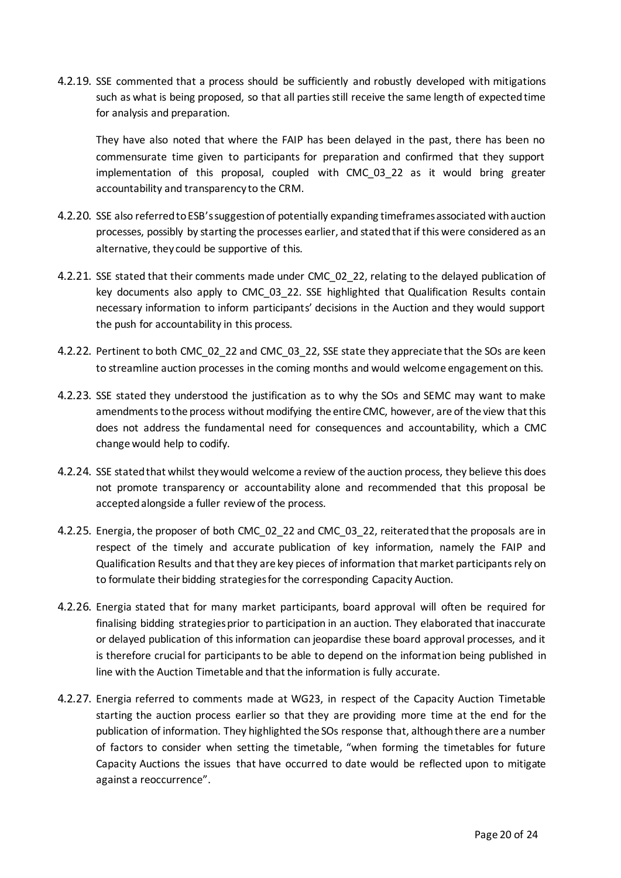4.2.19. SSE commented that a process should be sufficiently and robustly developed with mitigations such as what is being proposed, so that all parties still receive the same length of expected time for analysis and preparation.

They have also noted that where the FAIP has been delayed in the past, there has been no commensurate time given to participants for preparation and confirmed that they support implementation of this proposal, coupled with CMC_03_22 as it would bring greater accountability and transparency to the CRM.

4.2.20. SSE also referred to ESB's suggestion of potentially expanding timeframes associated with auction processes, possibly by starting the processes earlier, and stated that if this were considered as an alternative, they could be supportive of this.

4.2.21. SSE stated that their comments made under CMC_02_22, relating to the delayed publication of key documents also apply to CMC_03_22. SSE highlighted that Qualification Results contain necessary information to inform participants' decisions in the Auction and they would support the push for accountability in this process.

4.2.22. Pertinent to both CMC_02_22 and CMC_03_22, SSE state they appreciate that the SOs are keen to streamline auction processes in the coming months and would welcome engagement on this.

4.2.23. SSE stated they understood the justification as to why the SOs and SEMC may want to make amendments to the process without modifying the entire CMC, however, are of the view that this does not address the fundamental need for consequences and accountability, which a CMC change would help to codify.

4.2.24. SSE stated that whilst they would welcome a review of the auction process, they believe this does not promote transparency or accountability alone and recommended that this proposal be accepted alongside a fuller review of the process.

4.2.25. Energia, the proposer of both CMC_02_22 and CMC_03_22, reiterated that the proposals are in respect of the timely and accurate publication of key information, namely the FAIP and Qualification Results and that they are key pieces of information that market participants rely on to formulate their bidding strategies for the corresponding Capacity Auction.

4.2.26. Energia stated that for many market participants, board approval will often be required for finalising bidding strategies prior to participation in an auction. They elaborated that inaccurate or delayed publication of this information can jeopardise these board approval processes, and it is therefore crucial for participants to be able to depend on the information being published in line with the Auction Timetable and that the information is fully accurate.

4.2.27. Energia referred to comments made at WG23, in respect of the Capacity Auction Timetable starting the auction process earlier so that they are providing more time at the end for the publication of information. They highlighted the SOs response that, although there are a number of factors to consider when setting the timetable, "when forming the timetables for future Capacity Auctions the issues that have occurred to date would be reflected upon to mitigate against a reoccurrence".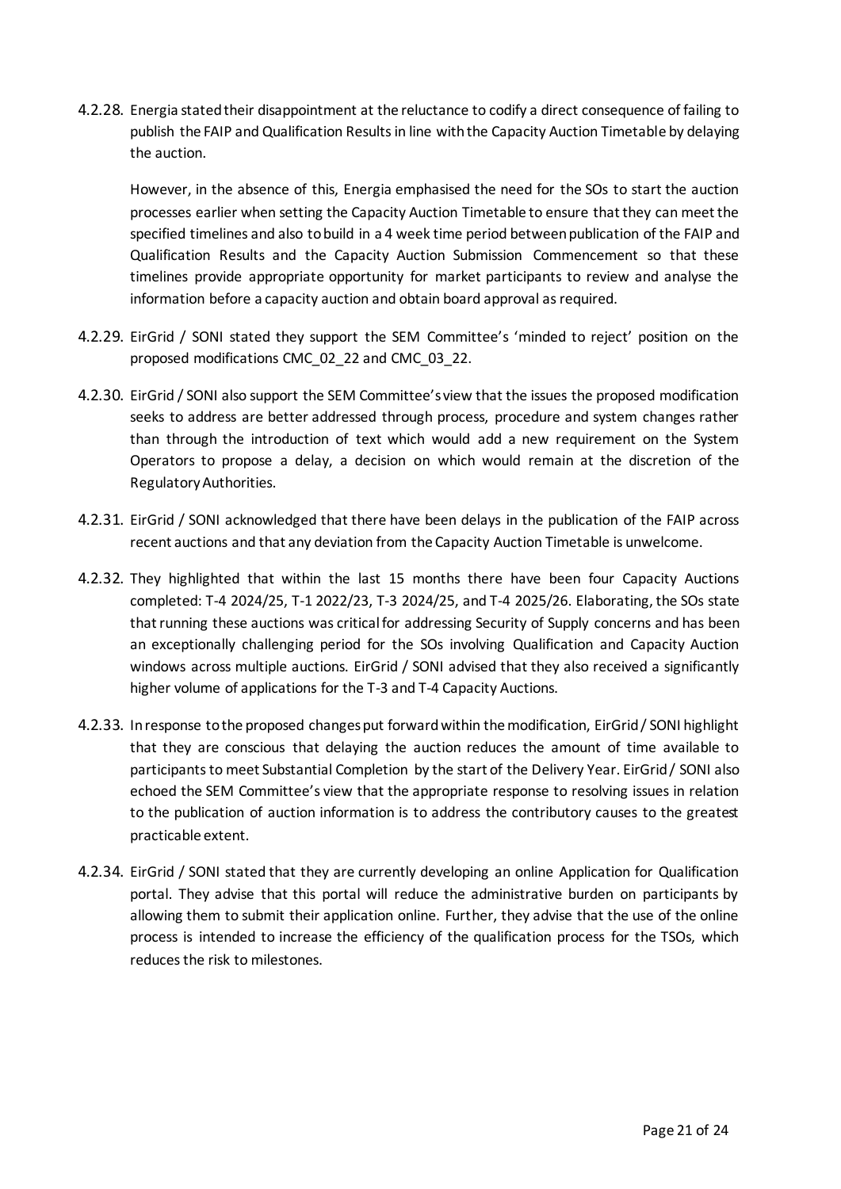4.2.28. Energia stated their disappointment at the reluctance to codify a direct consequence of failing to publish the FAIP and Qualification Results in line with the Capacity Auction Timetable by delaying the auction.

However, in the absence of this, Energia emphasised the need for the SOs to start the auction processes earlier when setting the Capacity Auction Timetable to ensure that they can meet the specified timelines and also to build in a 4 week time period between publication of the FAIP and Qualification Results and the Capacity Auction Submission Commencement so that these timelines provide appropriate opportunity for market participants to review and analyse the information before a capacity auction and obtain board approval as required.

4.2.29. EirGrid / SONI stated they support the SEM Committee's 'minded to reject' position on the proposed modifications CMC_02_22 and CMC_03_22.

4.2.30. EirGrid / SONI also support the SEM Committee's view that the issues the proposed modification seeks to address are better addressed through process, procedure and system changes rather than through the introduction of text which would add a new requirement on the System Operators to propose a delay, a decision on which would remain at the discretion of the Regulatory Authorities.

4.2.31. EirGrid / SONI acknowledged that there have been delays in the publication of the FAIP across recent auctions and that any deviation from the Capacity Auction Timetable is unwelcome.

4.2.32. They highlighted that within the last 15 months there have been four Capacity Auctions completed: T-4 2024/25, T-1 2022/23, T-3 2024/25, and T-4 2025/26. Elaborating, the SOs state that running these auctions was critical for addressing Security of Supply concerns and has been an exceptionally challenging period for the SOs involving Qualification and Capacity Auction windows across multiple auctions. EirGrid / SONI advised that they also received a significantly higher volume of applications for the T-3 and T-4 Capacity Auctions.

4.2.33. In response to the proposed changes put forward within the modification, EirGrid / SONI highlight that they are conscious that delaying the auction reduces the amount of time available to participants to meet Substantial Completion by the start of the Delivery Year. EirGrid / SONI also echoed the SEM Committee's view that the appropriate response to resolving issues in relation to the publication of auction information is to address the contributory causes to the greatest practicable extent.

4.2.34. EirGrid / SONI stated that they are currently developing an online Application for Qualification portal. They advise that this portal will reduce the administrative burden on participants by allowing them to submit their application online. Further, they advise that the use of the online process is intended to increase the efficiency of the qualification process for the TSOs, which reduces the risk to milestones.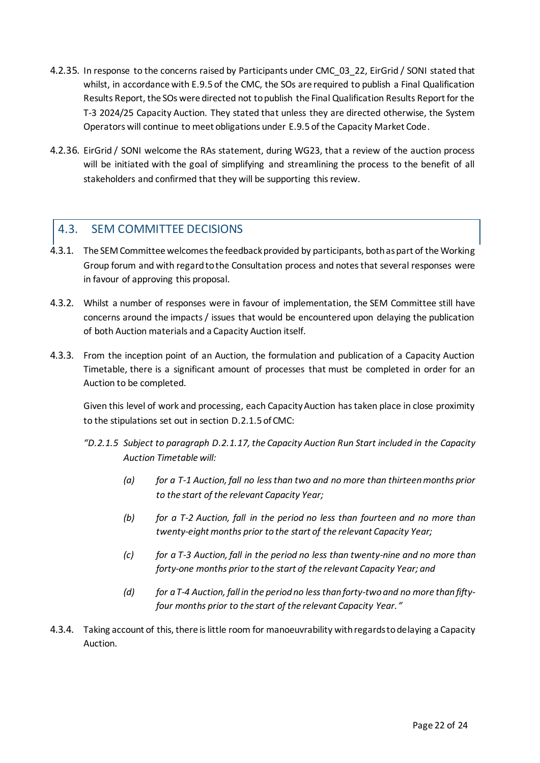4.2.35. In response to the concerns raised by Participants under CMC_03_22, EirGrid / SONI stated that whilst, in accordance with E.9.5 of the CMC, the SOs are required to publish a Final Qualification Results Report, the SOs were directed not to publish the Final Qualification Results Report for the T-3 2024/25 Capacity Auction. They stated that unless they are directed otherwise, the System Operators will continue to meet obligations under E.9.5 of the Capacity Market Code.

4.2.36. EirGrid / SONI welcome the RAs statement, during WG23, that a review of the auction process will be initiated with the goal of simplifying and streamlining the process to the benefit of all stakeholders and confirmed that they will be supporting this review.

## 4.3. SEM COMMITTEE DECISIONS

4.3.1. The SEM Committee welcomes the feedback provided by participants, both as part of the Working Group forum and with regard to the Consultation process and notes that several responses were in favour of approving this proposal.

4.3.2. Whilst a number of responses were in favour of implementation, the SEM Committee still have concerns around the impacts / issues that would be encountered upon delaying the publication of both Auction materials and a Capacity Auction itself.

4.3.3. From the inception point of an Auction, the formulation and publication of a Capacity Auction Timetable, there is a significant amount of processes that must be completed in order for an Auction to be completed.

Given this level of work and processing, each Capacity Auction has taken place in close proximity to the stipulations set out in section D.2.1.5 of CMC:

*"D.2.1.5 Subject to paragraph D.2.1.17, the Capacity Auction Run Start included in the Capacity Auction Timetable will:*

*(a) for a T-1 Auction, fall no less than two and no more than thirteen months prior to the start of the relevant Capacity Year;*

*(b) for a T-2 Auction, fall in the period no less than fourteen and no more than twenty-eight months prior to the start of the relevant Capacity Year;*

*(c) for a T-3 Auction, fall in the period no less than twenty-nine and no more than forty-one months prior to the start of the relevant Capacity Year; and*

*(d) for a T-4 Auction, fall in the period no less than forty-two and no more than fifty-four months prior to the start of the relevant Capacity Year."*

4.3.4. Taking account of this, there is little room for manoeuvrability with regards to delaying a Capacity Auction.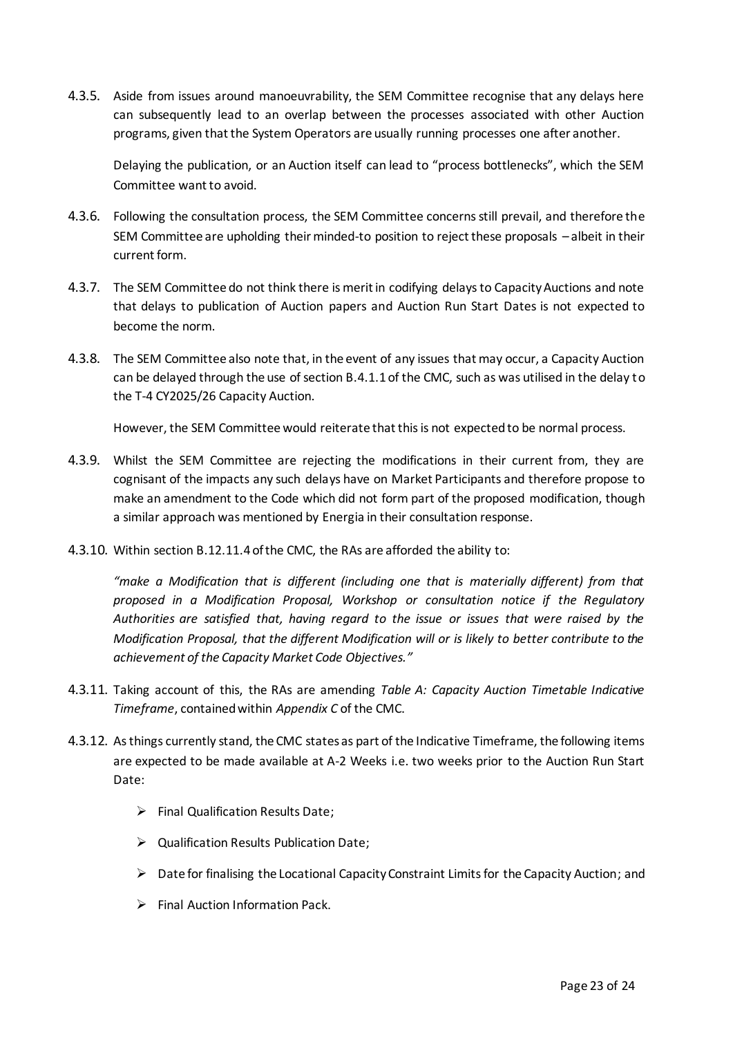4.3.5. Aside from issues around manoeuvrability, the SEM Committee recognise that any delays here can subsequently lead to an overlap between the processes associated with other Auction programs, given that the System Operators are usually running processes one after another.

Delaying the publication, or an Auction itself can lead to "process bottlenecks", which the SEM Committee want to avoid.

4.3.6. Following the consultation process, the SEM Committee concerns still prevail, and therefore the SEM Committee are upholding their minded-to position to reject these proposals – albeit in their current form.

4.3.7. The SEM Committee do not think there is merit in codifying delays to Capacity Auctions and note that delays to publication of Auction papers and Auction Run Start Dates is not expected to become the norm.

4.3.8. The SEM Committee also note that, in the event of any issues that may occur, a Capacity Auction can be delayed through the use of section B.4.1.1 of the CMC, such as was utilised in the delay to the T-4 CY2025/26 Capacity Auction.

However, the SEM Committee would reiterate that this is not expected to be normal process.

4.3.9. Whilst the SEM Committee are rejecting the modifications in their current from, they are cognisant of the impacts any such delays have on Market Participants and therefore propose to make an amendment to the Code which did not form part of the proposed modification, though a similar approach was mentioned by Energia in their consultation response.

4.3.10. Within section B.12.11.4 of the CMC, the RAs are afforded the ability to:

*"make a Modification that is different (including one that is materially different) from that proposed in a Modification Proposal, Workshop or consultation notice if the Regulatory Authorities are satisfied that, having regard to the issue or issues that were raised by the Modification Proposal, that the different Modification will or is likely to better contribute to the achievement of the Capacity Market Code Objectives."*

4.3.11. Taking account of this, the RAs are amending *Table A: Capacity Auction Timetable Indicative Timeframe*, contained within *Appendix C* of the CMC.

4.3.12. As things currently stand, the CMC states as part of the Indicative Timeframe, the following items are expected to be made available at A-2 Weeks i.e. two weeks prior to the Auction Run Start Date:

- Final Qualification Results Date;
- Qualification Results Publication Date;
- Date for finalising the Locational Capacity Constraint Limits for the Capacity Auction; and
- Final Auction Information Pack.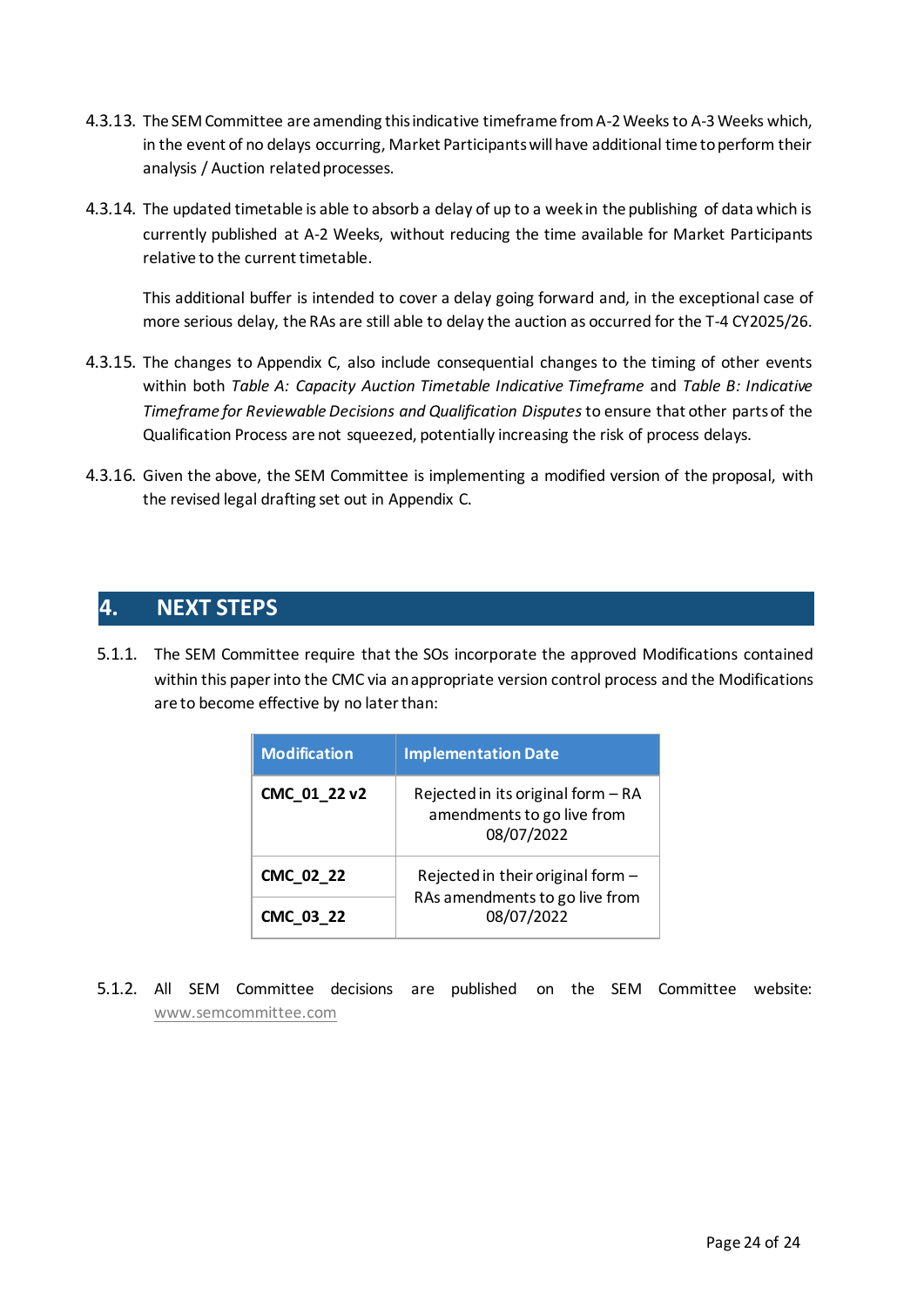4.3.13. The SEM Committee are amending this indicative timeframe from A-2 Weeks to A-3 Weeks which, in the event of no delays occurring, Market Participants will have additional time to perform their analysis / Auction related processes.

4.3.14. The updated timetable is able to absorb a delay of up to a week in the publishing of data which is currently published at A-2 Weeks, without reducing the time available for Market Participants relative to the current timetable.

This additional buffer is intended to cover a delay going forward and, in the exceptional case of more serious delay, the RAs are still able to delay the auction as occurred for the T-4 CY2025/26.

4.3.15. The changes to Appendix C, also include consequential changes to the timing of other events within both *Table A: Capacity Auction Timetable Indicative Timeframe* and *Table B: Indicative Timeframe for Reviewable Decisions and Qualification Disputes* to ensure that other parts of the Qualification Process are not squeezed, potentially increasing the risk of process delays.

4.3.16. Given the above, the SEM Committee is implementing a modified version of the proposal, with the revised legal drafting set out in Appendix C.

# 4. NEXT STEPS

5.1.1. The SEM Committee require that the SOs incorporate the approved Modifications contained within this paper into the CMC via an appropriate version control process and the Modifications are to become effective by no later than:

| Modification | Implementation Date |
|---|---|
| **CMC_01_22 v2** | Rejected in its original form – RA amendments to go live from 08/07/2022 |
| **CMC_02_22** | Rejected in their original form – RAs amendments to go live from 08/07/2022 |
| **CMC_03_22** | |

5.1.2. All SEM Committee decisions are published on the SEM Committee website: www.semcommittee.com